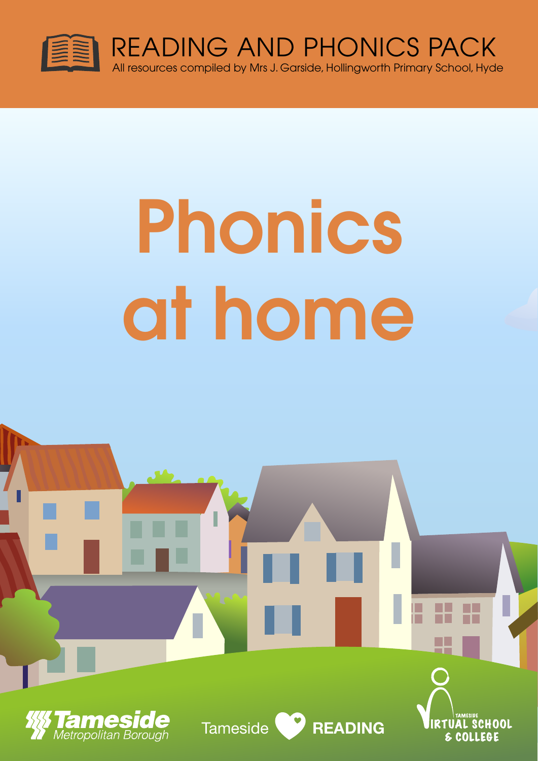READING AND PHONICS PACK

All resources compiled by Mrs J. Garside, Hollingworth Primary School, Hyde

# Phonics at home

Tameside Metropolitan Borough

Tameside READING

Tameside Virtual School & College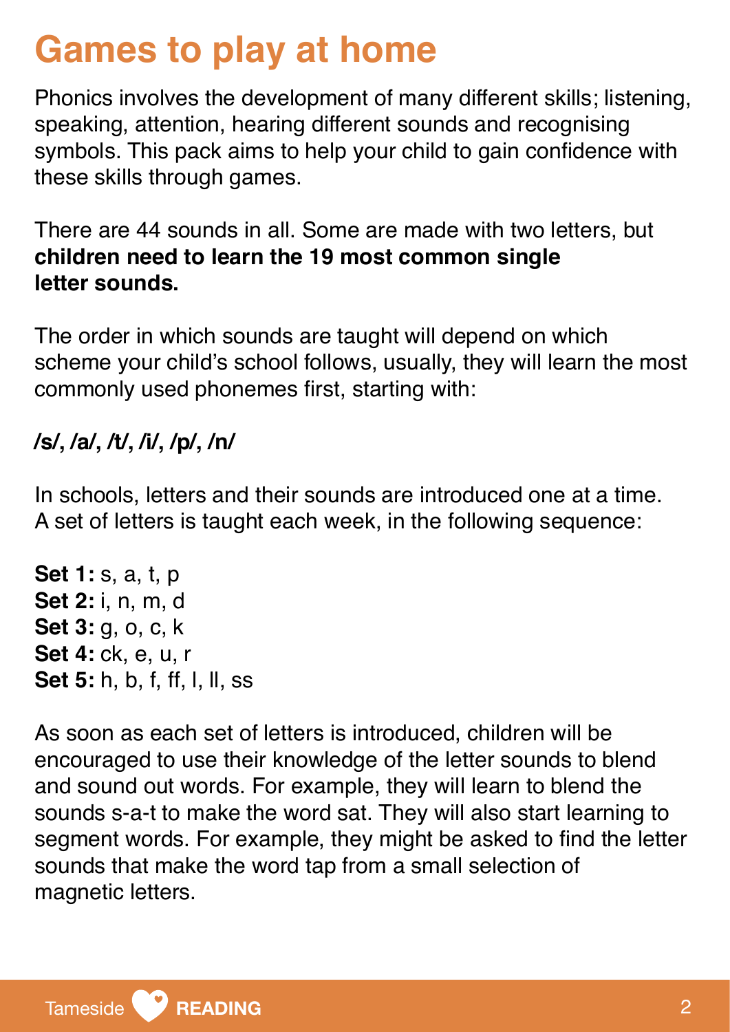# Games to play at home

Phonics involves the development of many different skills; listening, speaking, attention, hearing different sounds and recognising symbols. This pack aims to help your child to gain confidence with these skills through games.

There are 44 sounds in all. Some are made with two letters, but **children need to learn the 19 most common single letter sounds.**

The order in which sounds are taught will depend on which scheme your child's school follows, usually, they will learn the most commonly used phonemes first, starting with:

***/s/, /a/, /t/, /i/, /p/, /n/***

In schools, letters and their sounds are introduced one at a time. A set of letters is taught each week, in the following sequence:

**Set 1:** s, a, t, p
**Set 2:** i, n, m, d
**Set 3:** g, o, c, k
**Set 4:** ck, e, u, r
**Set 5:** h, b, f, ff, l, ll, ss

As soon as each set of letters is introduced, children will be encouraged to use their knowledge of the letter sounds to blend and sound out words. For example, they will learn to blend the sounds s-a-t to make the word sat. They will also start learning to segment words. For example, they might be asked to find the letter sounds that make the word tap from a small selection of magnetic letters.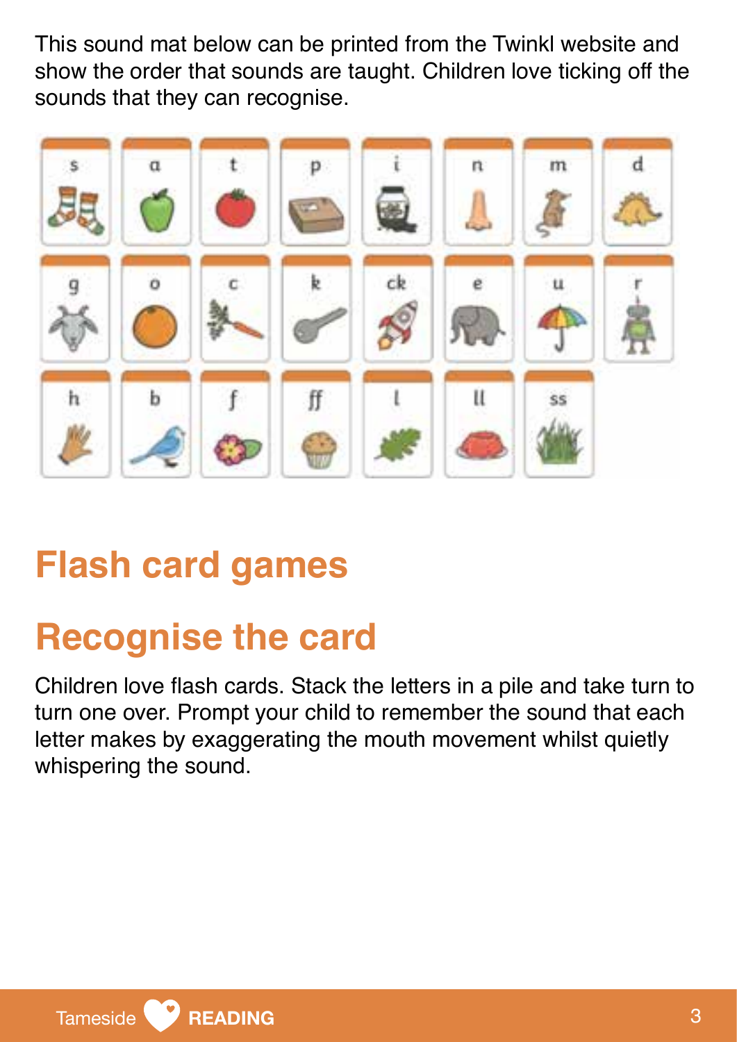This sound mat below can be printed from the Twinkl website and show the order that sounds are taught. Children love ticking off the sounds that they can recognise.

| | | | | | | | |
|---|---|---|---|---|---|---|---|
| s | a | t | p | i | n | m | d |
| g | o | c | k | ck | e | u | r |
| h | b | f | ff | l | ll | ss | |

# Flash card games

## Recognise the card

Children love flash cards. Stack the letters in a pile and take turn to turn one over. Prompt your child to remember the sound that each letter makes by exaggerating the mouth movement whilst quietly whispering the sound.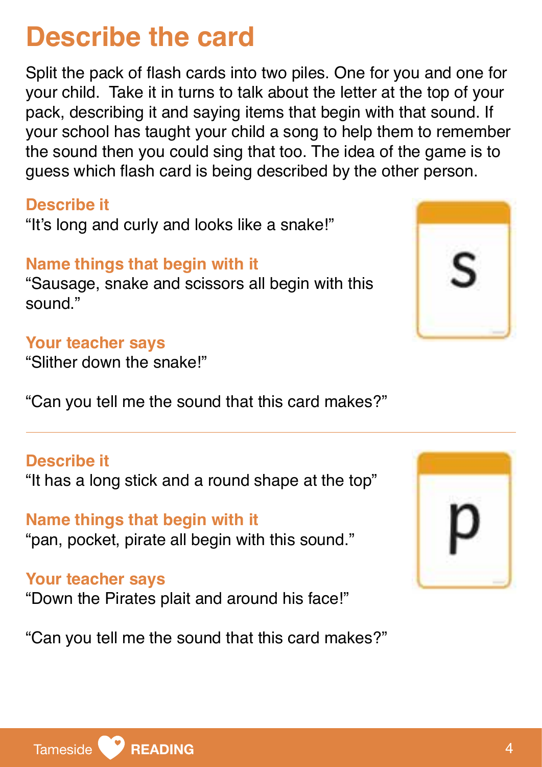# Describe the card

Split the pack of flash cards into two piles. One for you and one for your child. Take it in turns to talk about the letter at the top of your pack, describing it and saying items that begin with that sound. If your school has taught your child a song to help them to remember the sound then you could sing that too. The idea of the game is to guess which flash card is being described by the other person.

### Describe it

"It's long and curly and looks like a snake!"

### Name things that begin with it

"Sausage, snake and scissors all begin with this sound."

### Your teacher says

"Slither down the snake!"

"Can you tell me the sound that this card makes?"

s

---

### Describe it

"It has a long stick and a round shape at the top"

### Name things that begin with it

"pan, pocket, pirate all begin with this sound."

### Your teacher says

"Down the Pirates plait and around his face!"

"Can you tell me the sound that this card makes?"

p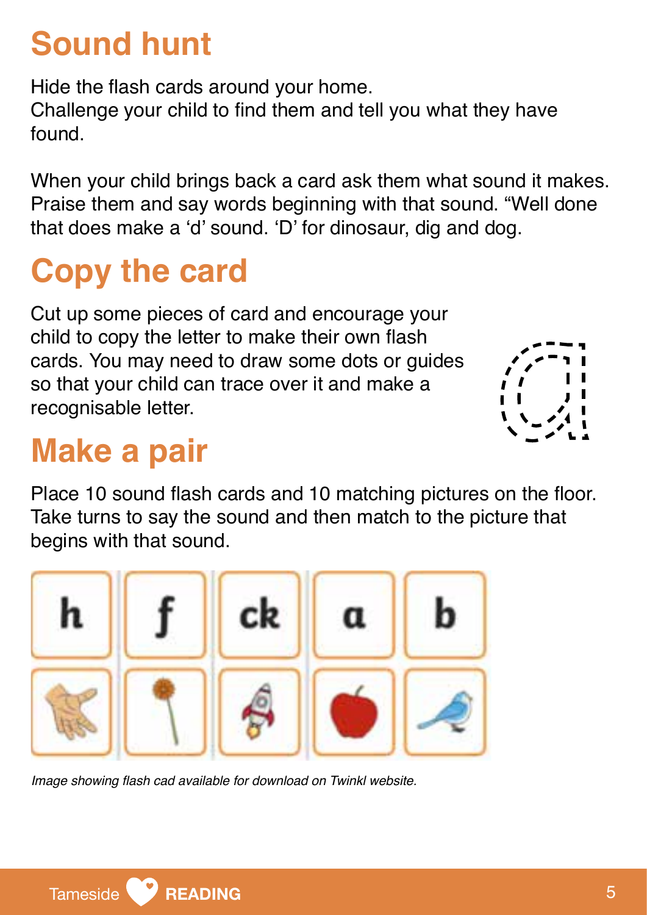## Sound hunt

Hide the flash cards around your home.
Challenge your child to find them and tell you what they have found.

When your child brings back a card ask them what sound it makes. Praise them and say words beginning with that sound. “Well done that does make a ‘d’ sound. ‘D’ for dinosaur, dig and dog.

## Copy the card

Cut up some pieces of card and encourage your child to copy the letter to make their own flash cards. You may need to draw some dots or guides so that your child can trace over it and make a recognisable letter.

## Make a pair

Place 10 sound flash cards and 10 matching pictures on the floor. Take turns to say the sound and then match to the picture that begins with that sound.

h f ck a b

*Image showing flash cad available for download on Twinkl website.*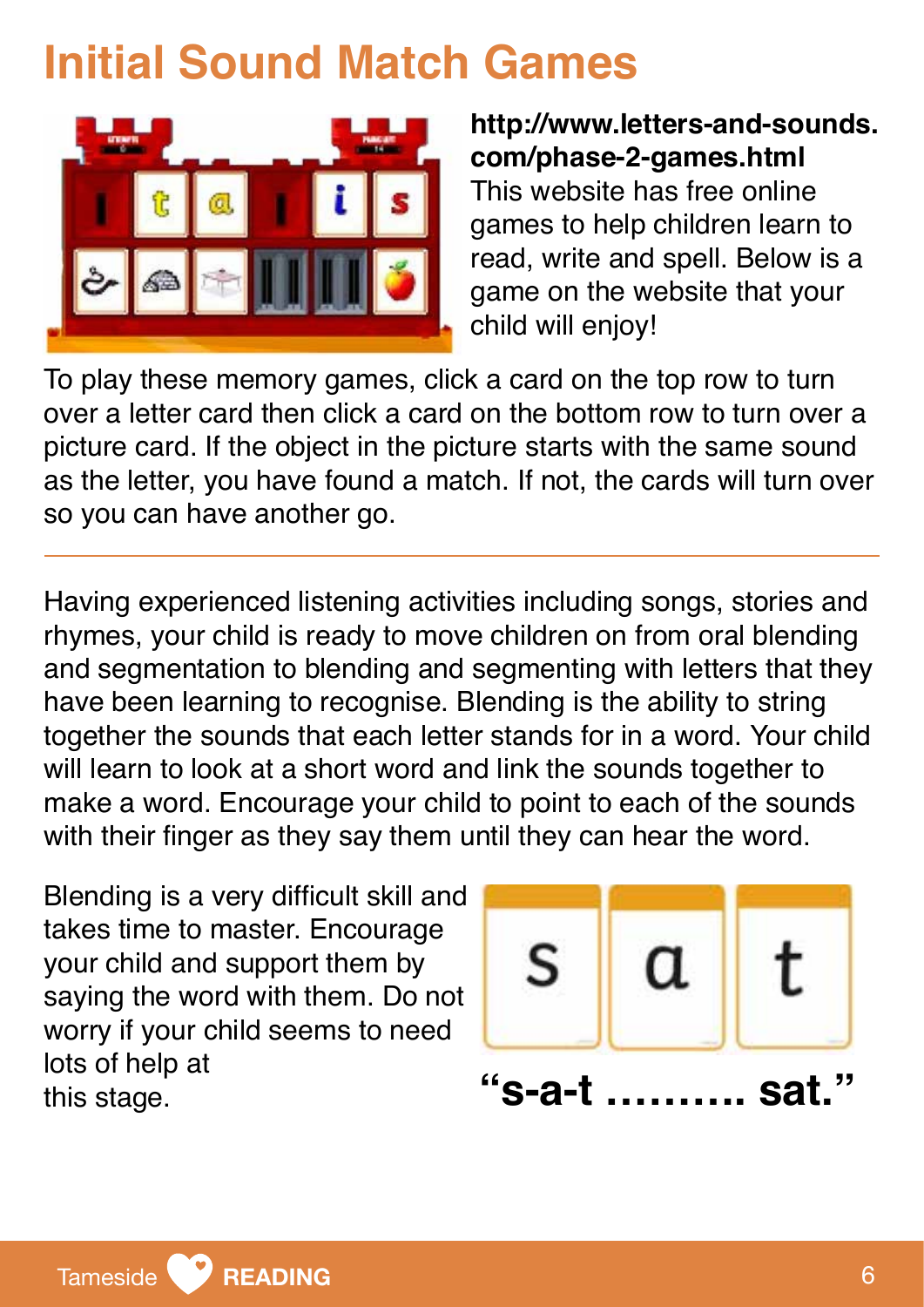# Initial Sound Match Games

**http://www.letters-and-sounds.com/phase-2-games.html**
This website has free online games to help children learn to read, write and spell. Below is a game on the website that your child will enjoy!

To play these memory games, click a card on the top row to turn over a letter card then click a card on the bottom row to turn over a picture card. If the object in the picture starts with the same sound as the letter, you have found a match. If not, the cards will turn over so you can have another go.

---

Having experienced listening activities including songs, stories and rhymes, your child is ready to move children on from oral blending and segmentation to blending and segmenting with letters that they have been learning to recognise. Blending is the ability to string together the sounds that each letter stands for in a word. Your child will learn to look at a short word and link the sounds together to make a word. Encourage your child to point to each of the sounds with their finger as they say them until they can hear the word.

Blending is a very difficult skill and takes time to master. Encourage your child and support them by saying the word with them. Do not worry if your child seems to need lots of help at this stage.

s a t

**"s-a-t .......... sat."**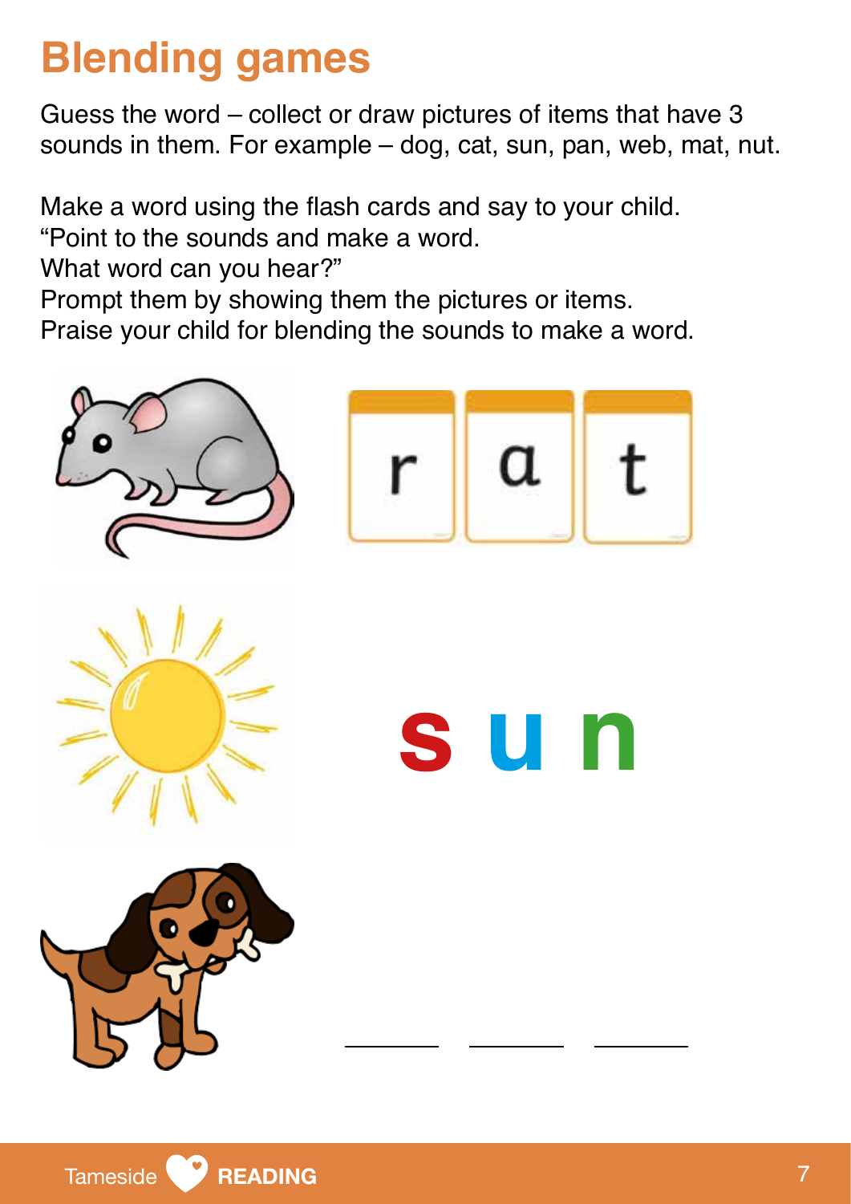# Blending games

Guess the word – collect or draw pictures of items that have 3 sounds in them. For example – dog, cat, sun, pan, web, mat, nut.

Make a word using the flash cards and say to your child.
"Point to the sounds and make a word.
What word can you hear?"
Prompt them by showing them the pictures or items.
Praise your child for blending the sounds to make a word.

r a t

s u n

\_\_\_\_ \_\_\_\_ \_\_\_\_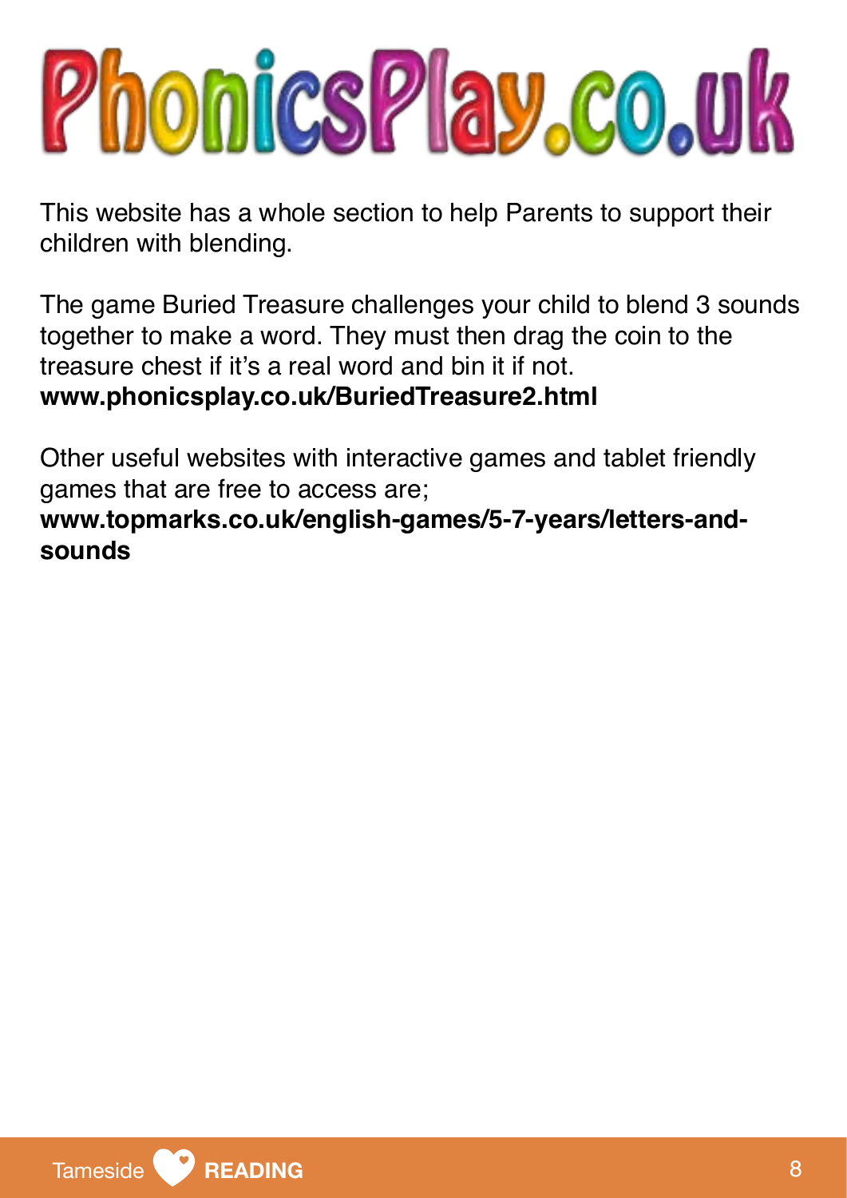# PhonicsPlay.co.uk

This website has a whole section to help Parents to support their children with blending.

The game Buried Treasure challenges your child to blend 3 sounds together to make a word. They must then drag the coin to the treasure chest if it's a real word and bin it if not.
**www.phonicsplay.co.uk/BuriedTreasure2.html**

Other useful websites with interactive games and tablet friendly games that are free to access are;
**www.topmarks.co.uk/english-games/5-7-years/letters-and-sounds**